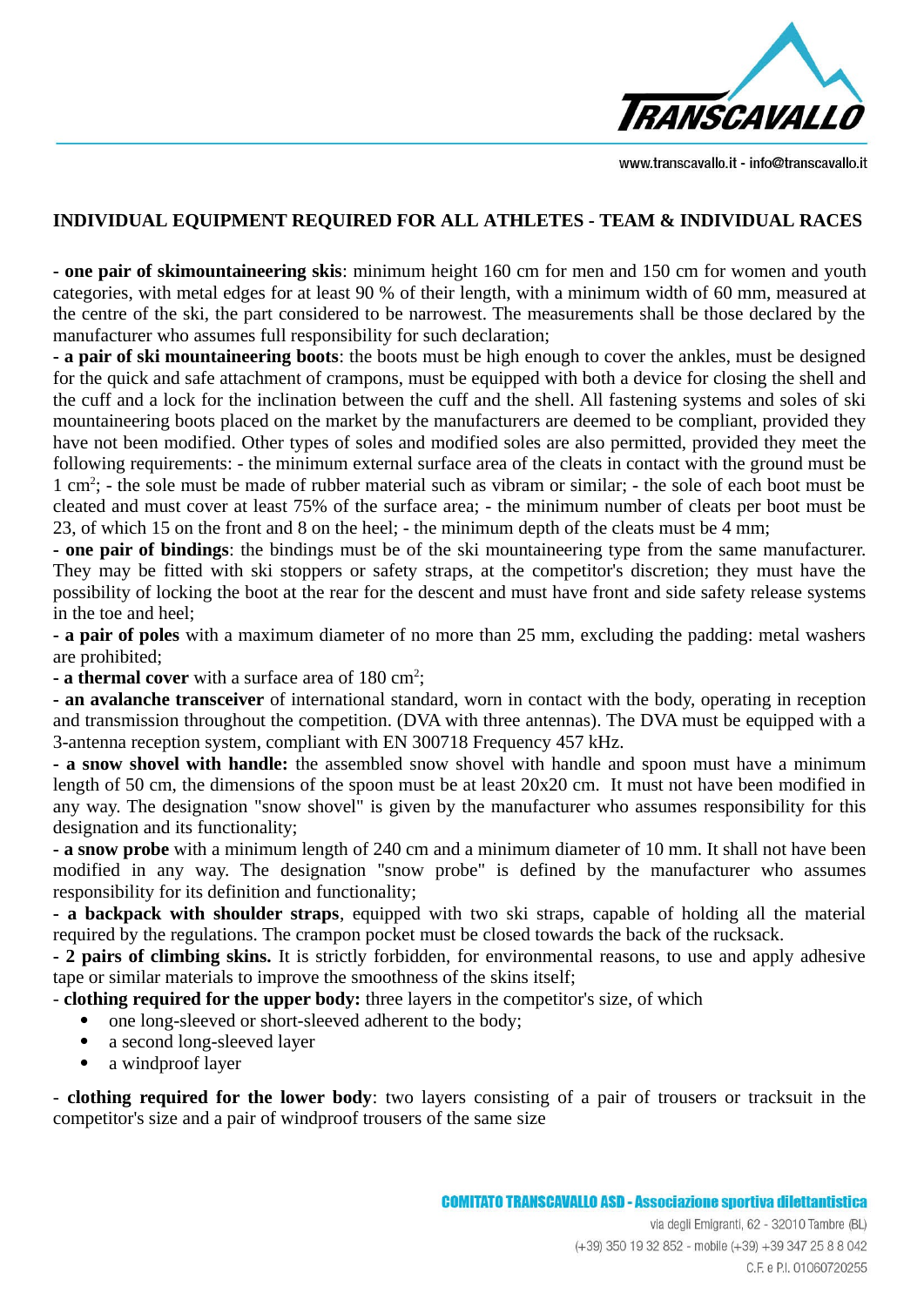## INDIVIDUAL EQUIPMENT REQUIRED FOR ALL ATHLETES - TEAM & INDIVIDUAL RACES

- **one pair of skimountaineering skis**: minimum height 160 cm for men and 150 cm for women and youth categories, with metal edges for at least 90 % of their length, with a minimum width of 60 mm, measured at the centre of the ski, the part considered to be narrowest. The measurements shall be those declared by the manufacturer who assumes full responsibility for such declaration;
- **a pair of ski mountaineering boots**: the boots must be high enough to cover the ankles, must be designed for the quick and safe attachment of crampons, must be equipped with both a device for closing the shell and the cuff and a lock for the inclination between the cuff and the shell. All fastening systems and soles of ski mountaineering boots placed on the market by the manufacturers are deemed to be compliant, provided they have not been modified. Other types of soles and modified soles are also permitted, provided they meet the following requirements: - the minimum external surface area of the cleats in contact with the ground must be 1 $cm^2$; - the sole must be made of rubber material such as vibram or similar; - the sole of each boot must be cleated and must cover at least 75% of the surface area; - the minimum number of cleats per boot must be 23, of which 15 on the front and 8 on the heel; - the minimum depth of the cleats must be 4 mm;
- **one pair of bindings**: the bindings must be of the ski mountaineering type from the same manufacturer. They may be fitted with ski stoppers or safety straps, at the competitor's discretion; they must have the possibility of locking the boot at the rear for the descent and must have front and side safety release systems in the toe and heel;
- **a pair of poles** with a maximum diameter of no more than 25 mm, excluding the padding: metal washers are prohibited;
- **a thermal cover** with a surface area of 180 $cm^2$;
- **an avalanche transceiver** of international standard, worn in contact with the body, operating in reception and transmission throughout the competition. (DVA with three antennas). The DVA must be equipped with a 3-antenna reception system, compliant with EN 300718 Frequency 457 kHz.
- **a snow shovel with handle:** the assembled snow shovel with handle and spoon must have a minimum length of 50 cm, the dimensions of the spoon must be at least 20x20 cm. It must not have been modified in any way. The designation "snow shovel" is given by the manufacturer who assumes responsibility for this designation and its functionality;
- **a snow probe** with a minimum length of 240 cm and a minimum diameter of 10 mm. It shall not have been modified in any way. The designation "snow probe" is defined by the manufacturer who assumes responsibility for its definition and functionality;
- **a backpack with shoulder straps**, equipped with two ski straps, capable of holding all the material required by the regulations. The crampon pocket must be closed towards the back of the rucksack.
- **2 pairs of climbing skins.** It is strictly forbidden, for environmental reasons, to use and apply adhesive tape or similar materials to improve the smoothness of the skins itself;
- **clothing required for the upper body:** three layers in the competitor's size, of which
  - one long-sleeved or short-sleeved adherent to the body;
  - a second long-sleeved layer
  - a windproof layer

- **clothing required for the lower body**: two layers consisting of a pair of trousers or tracksuit in the competitor's size and a pair of windproof trousers of the same size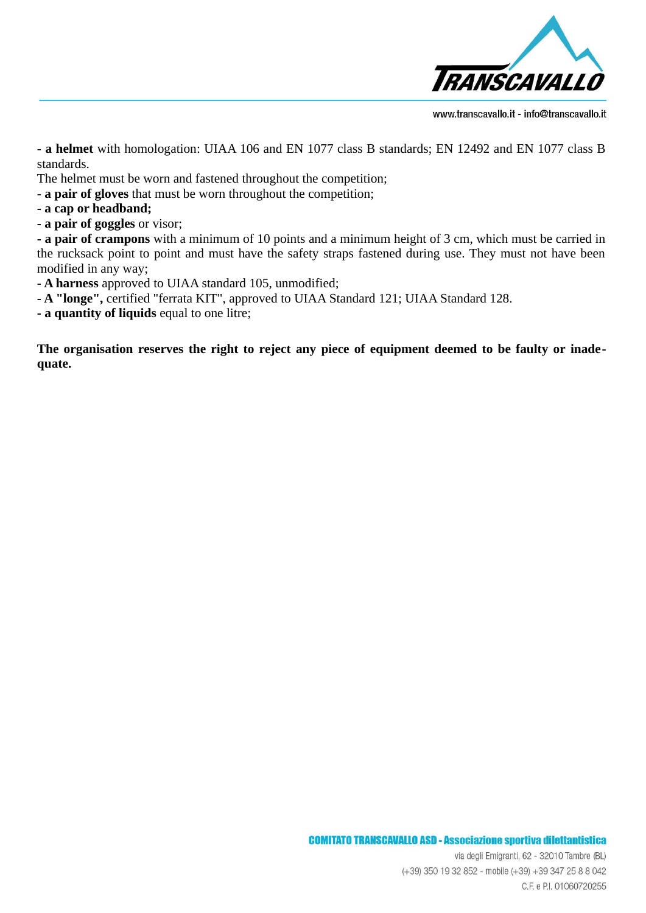- **a helmet** with homologation: UIAA 106 and EN 1077 class B standards; EN 12492 and EN 1077 class B standards.
The helmet must be worn and fastened throughout the competition;
- **a pair of gloves** that must be worn throughout the competition;
- **a cap or headband;**
- **a pair of goggles** or visor;
- **a pair of crampons** with a minimum of 10 points and a minimum height of 3 cm, which must be carried in the rucksack point to point and must have the safety straps fastened during use. They must not have been modified in any way;
- **A harness** approved to UIAA standard 105, unmodified;
- **A "longe",** certified "ferrata KIT", approved to UIAA Standard 121; UIAA Standard 128.
- **a quantity of liquids** equal to one litre;

**The organisation reserves the right to reject any piece of equipment deemed to be faulty or inadequate.**